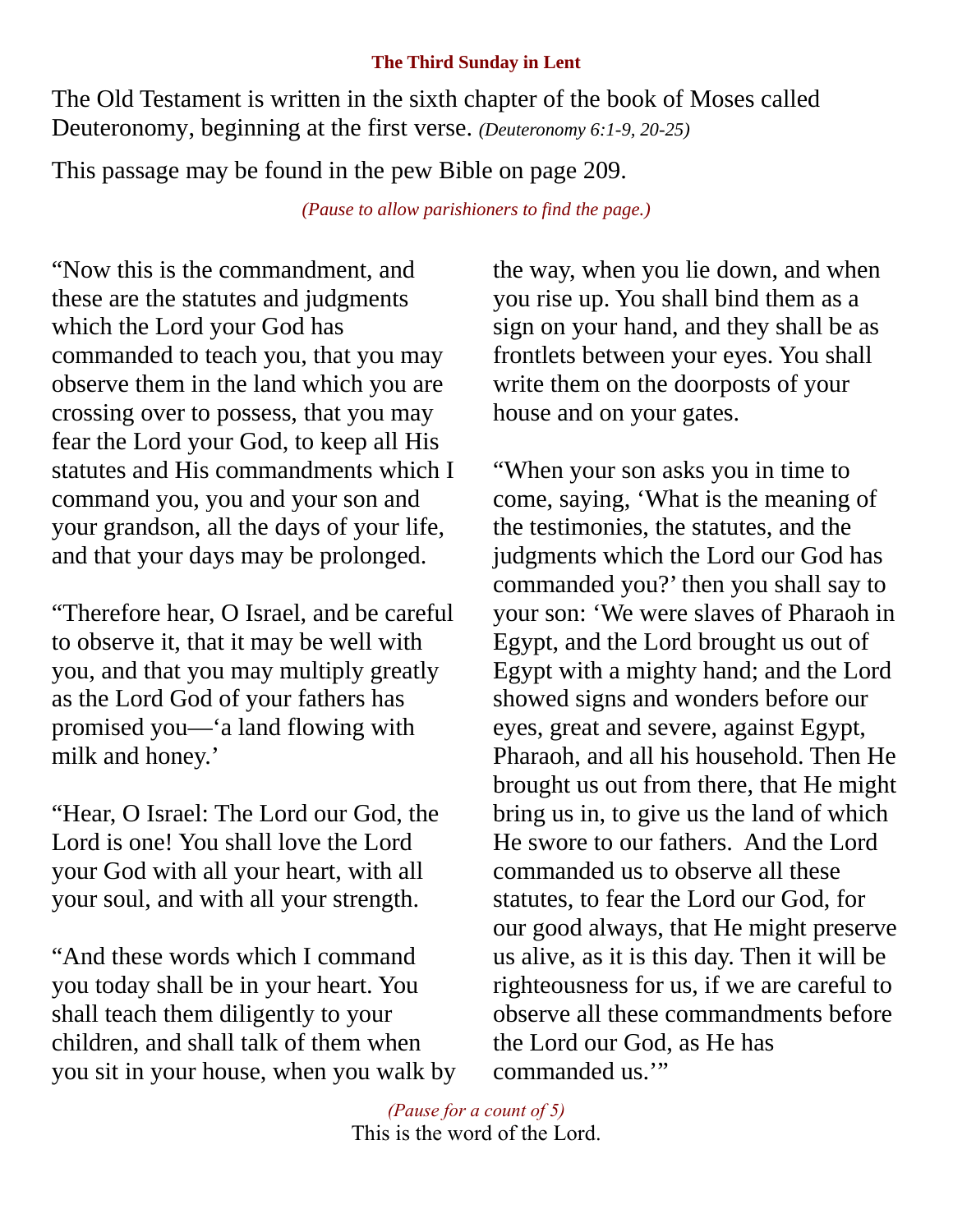**The Third Sunday in Lent**

The Old Testament is written in the sixth chapter of the book of Moses called Deuteronomy, beginning at the first verse. *(Deuteronomy 6:1-9, 20-25)*

This passage may be found in the pew Bible on page 209.

*(Pause to allow parishioners to find the page.)*

"Now this is the commandment, and these are the statutes and judgments which the Lord your God has commanded to teach you, that you may observe them in the land which you are crossing over to possess, that you may fear the Lord your God, to keep all His statutes and His commandments which I command you, you and your son and your grandson, all the days of your life, and that your days may be prolonged.

"Therefore hear, O Israel, and be careful to observe it, that it may be well with you, and that you may multiply greatly as the Lord God of your fathers has promised you—'a land flowing with milk and honey.'

"Hear, O Israel: The Lord our God, the Lord is one! You shall love the Lord your God with all your heart, with all your soul, and with all your strength.

"And these words which I command you today shall be in your heart. You shall teach them diligently to your children, and shall talk of them when you sit in your house, when you walk by the way, when you lie down, and when you rise up. You shall bind them as a sign on your hand, and they shall be as frontlets between your eyes. You shall write them on the doorposts of your house and on your gates.

"When your son asks you in time to come, saying, 'What is the meaning of the testimonies, the statutes, and the judgments which the Lord our God has commanded you?' then you shall say to your son: 'We were slaves of Pharaoh in Egypt, and the Lord brought us out of Egypt with a mighty hand; and the Lord showed signs and wonders before our eyes, great and severe, against Egypt, Pharaoh, and all his household. Then He brought us out from there, that He might bring us in, to give us the land of which He swore to our fathers. And the Lord commanded us to observe all these statutes, to fear the Lord our God, for our good always, that He might preserve us alive, as it is this day. Then it will be righteousness for us, if we are careful to observe all these commandments before the Lord our God, as He has commanded us.'"

*(Pause for a count of 5)*

This is the word of the Lord.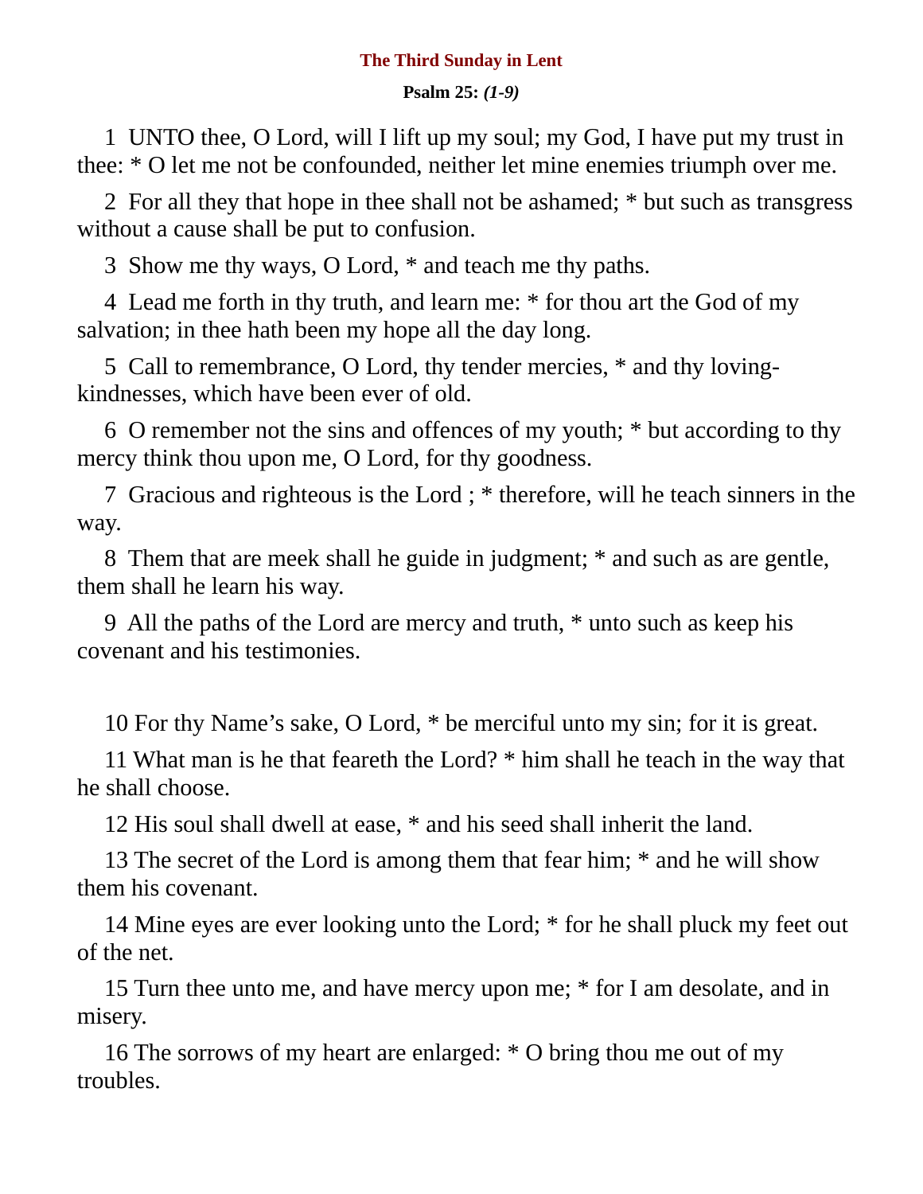**The Third Sunday in Lent**

**Psalm 25:** ***(1-9)***

1 UNTO thee, O Lord, will I lift up my soul; my God, I have put my trust in thee: * O let me not be confounded, neither let mine enemies triumph over me.

2 For all they that hope in thee shall not be ashamed; * but such as transgress without a cause shall be put to confusion.

3 Show me thy ways, O Lord, * and teach me thy paths.

4 Lead me forth in thy truth, and learn me: * for thou art the God of my salvation; in thee hath been my hope all the day long.

5 Call to remembrance, O Lord, thy tender mercies, * and thy loving-kindnesses, which have been ever of old.

6 O remember not the sins and offences of my youth; * but according to thy mercy think thou upon me, O Lord, for thy goodness.

7 Gracious and righteous is the Lord ; * therefore, will he teach sinners in the way.

8 Them that are meek shall he guide in judgment; * and such as are gentle, them shall he learn his way.

9 All the paths of the Lord are mercy and truth, * unto such as keep his covenant and his testimonies.

10 For thy Name's sake, O Lord, * be merciful unto my sin; for it is great.

11 What man is he that feareth the Lord? * him shall he teach in the way that he shall choose.

12 His soul shall dwell at ease, * and his seed shall inherit the land.

13 The secret of the Lord is among them that fear him; * and he will show them his covenant.

14 Mine eyes are ever looking unto the Lord; * for he shall pluck my feet out of the net.

15 Turn thee unto me, and have mercy upon me; * for I am desolate, and in misery.

16 The sorrows of my heart are enlarged: * O bring thou me out of my troubles.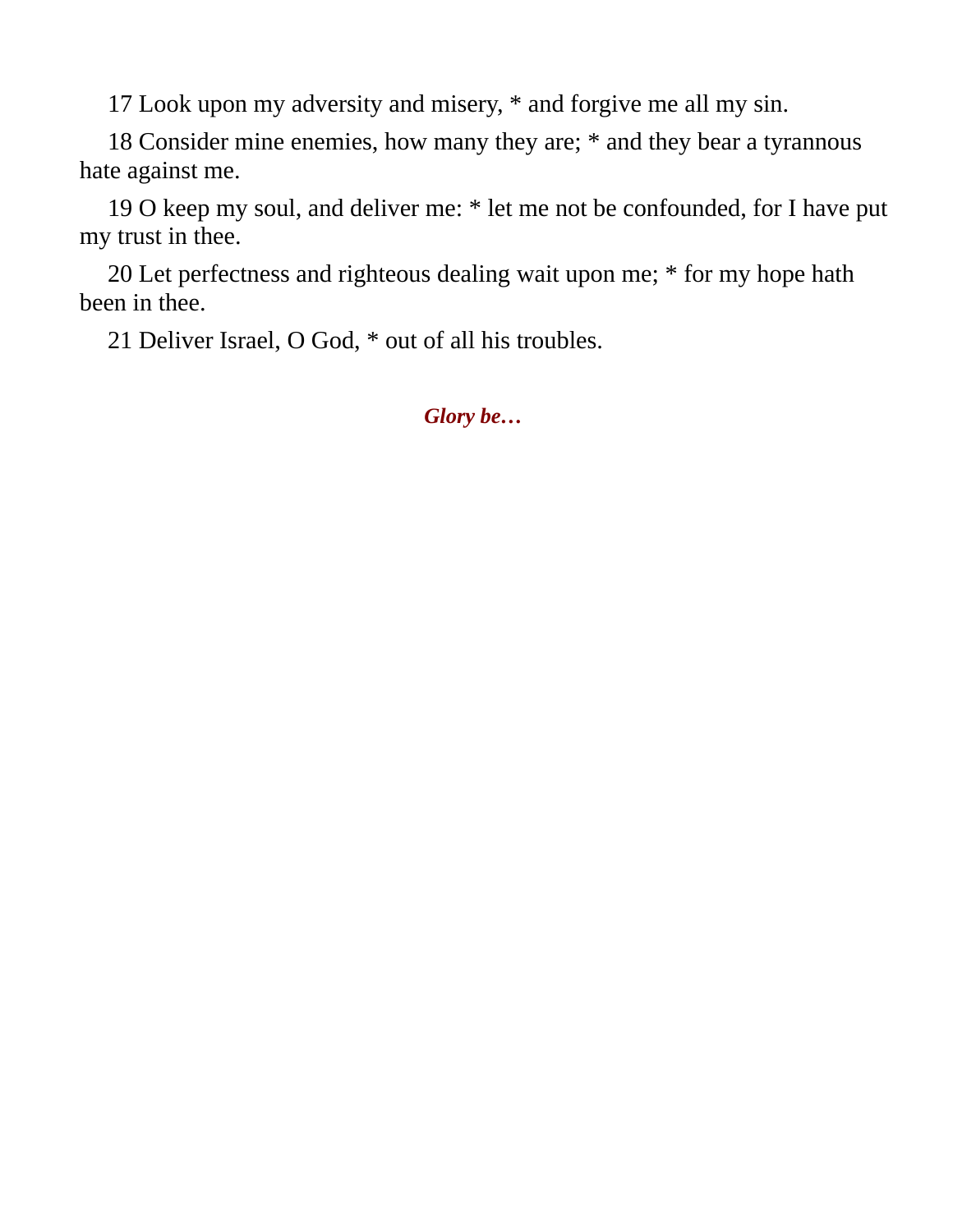17 Look upon my adversity and misery, * and forgive me all my sin.

18 Consider mine enemies, how many they are; * and they bear a tyrannous hate against me.

19 O keep my soul, and deliver me: * let me not be confounded, for I have put my trust in thee.

20 Let perfectness and righteous dealing wait upon me; * for my hope hath been in thee.

21 Deliver Israel, O God, * out of all his troubles.

***Glory be…***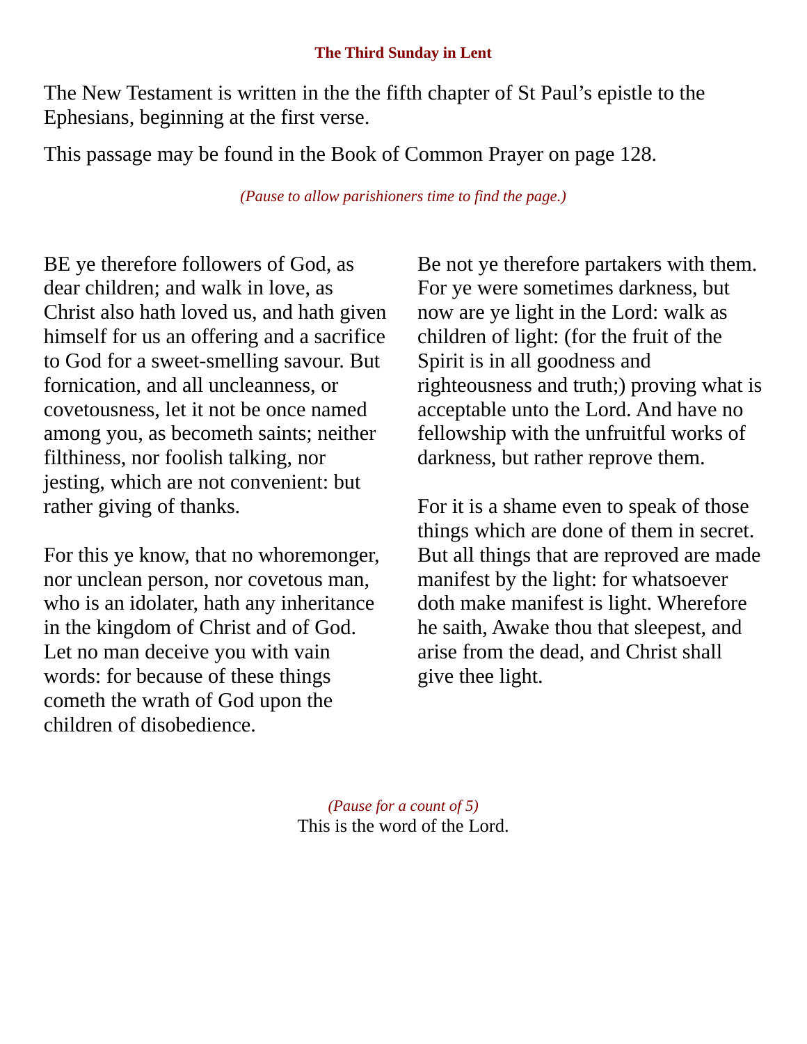**The Third Sunday in Lent**

The New Testament is written in the the fifth chapter of St Paul's epistle to the Ephesians, beginning at the first verse.

This passage may be found in the Book of Common Prayer on page 128.

*(Pause to allow parishioners time to find the page.)*

BE ye therefore followers of God, as dear children; and walk in love, as Christ also hath loved us, and hath given himself for us an offering and a sacrifice to God for a sweet-smelling savour. But fornication, and all uncleanness, or covetousness, let it not be once named among you, as becometh saints; neither filthiness, nor foolish talking, nor jesting, which are not convenient: but rather giving of thanks.

For this ye know, that no whoremonger, nor unclean person, nor covetous man, who is an idolater, hath any inheritance in the kingdom of Christ and of God. Let no man deceive you with vain words: for because of these things cometh the wrath of God upon the children of disobedience.

Be not ye therefore partakers with them. For ye were sometimes darkness, but now are ye light in the Lord: walk as children of light: (for the fruit of the Spirit is in all goodness and righteousness and truth;) proving what is acceptable unto the Lord. And have no fellowship with the unfruitful works of darkness, but rather reprove them.

For it is a shame even to speak of those things which are done of them in secret. But all things that are reproved are made manifest by the light: for whatsoever doth make manifest is light. Wherefore he saith, Awake thou that sleepest, and arise from the dead, and Christ shall give thee light.

*(Pause for a count of 5)*

This is the word of the Lord.